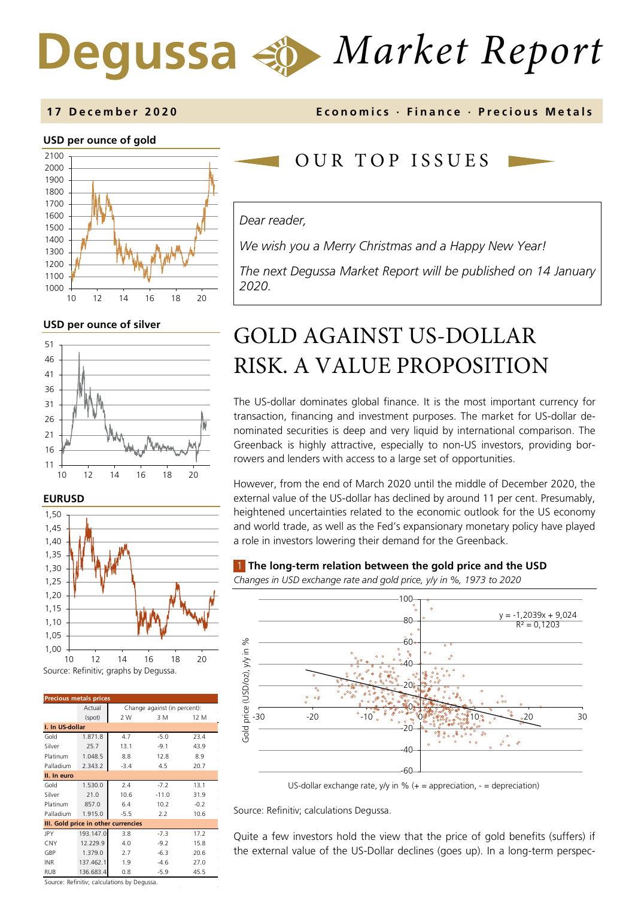# Degussa Market Report

**17 December 2020** — Economics · Finance · Precious Metals

**USD per ounce of gold**

**USD per ounce of silver**

**EURUSD**

Source: Refinitiv; graphs by Degussa.

**Precious metals prices**

| | Actual (spot) | Change against (in percent): 2 W | 3 M | 12 M |
|---|---|---|---|---|
| **I. In US-dollar** | | | | |
| Gold | 1.871.8 | 4.7 | -5.0 | 23.4 |
| Silver | 25.7 | 13.1 | -9.1 | 43.9 |
| Platinum | 1.048.5 | 8.8 | 12.8 | 8.9 |
| Palladium | 2.343.2 | -3.4 | 4.5 | 20.7 |
| **II. In euro** | | | | |
| Gold | 1.530.0 | 2.4 | -7.2 | 13.1 |
| Silver | 21.0 | 10.6 | -11.0 | 31.9 |
| Platinum | 857.0 | 6.4 | 10.2 | -0.2 |
| Palladium | 1.915.0 | -5.5 | 2.2 | 10.6 |
| **III. Gold price in other currencies** | | | | |
| JPY | 193.147.0 | 3.8 | -7.3 | 17.2 |
| CNY | 12.229.9 | 4.0 | -9.2 | 15.8 |
| GBP | 1.379.0 | 2.7 | -6.3 | 20.6 |
| INR | 137.462.1 | 1.9 | -4.6 | 27.0 |
| RUB | 136.683.4 | 0.8 | -5.9 | 45.5 |

Source: Refinitiv; calculations by Degussa.

## OUR TOP ISSUES

*Dear reader,*

*We wish you a Merry Christmas and a Happy New Year!*

*The next Degussa Market Report will be published on 14 January 2020.*

# GOLD AGAINST US-DOLLAR RISK. A VALUE PROPOSITION

The US-dollar dominates global finance. It is the most important currency for transaction, financing and investment purposes. The market for US-dollar denominated securities is deep and very liquid by international comparison. The Greenback is highly attractive, especially to non-US investors, providing borrowers and lenders with access to a large set of opportunities.

However, from the end of March 2020 until the middle of December 2020, the external value of the US-dollar has declined by around 11 per cent. Presumably, heightened uncertainties related to the economic outlook for the US economy and world trade, as well as the Fed's expansionary monetary policy have played a role in investors lowering their demand for the Greenback.

**1 The long-term relation between the gold price and the USD**

*Changes in USD exchange rate and gold price, y/y in %, 1973 to 2020*

$y = -1{,}2039x + 9{,}024$
$R^2 = 0{,}1203$

Gold price (USD/oz), y/y in % ; US-dollar exchange rate, y/y in % (+ = appreciation, - = depreciation)

Source: Refinitiv; calculations Degussa.

Quite a few investors hold the view that the price of gold benefits (suffers) if the external value of the US-Dollar declines (goes up). In a long-term perspec-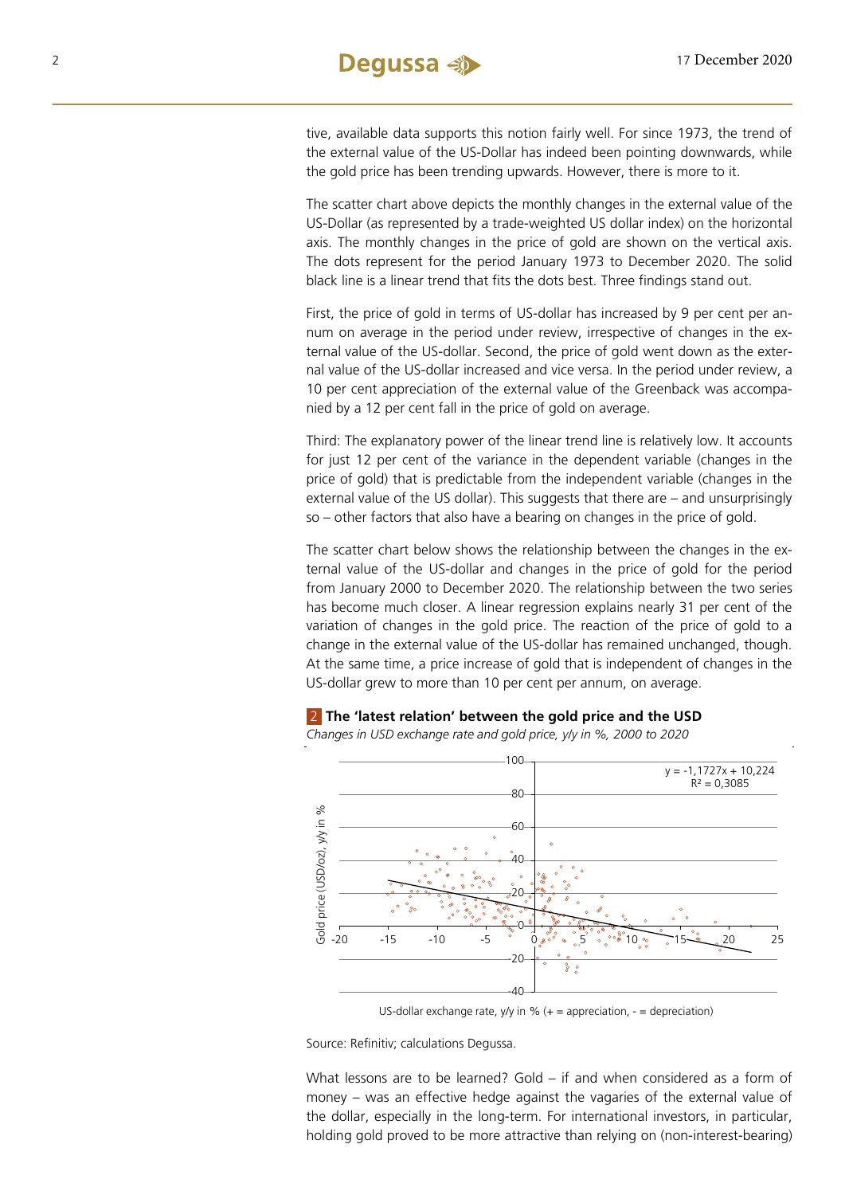tive, available data supports this notion fairly well. For since 1973, the trend of the external value of the US-Dollar has indeed been pointing downwards, while the gold price has been trending upwards. However, there is more to it.

The scatter chart above depicts the monthly changes in the external value of the US-Dollar (as represented by a trade-weighted US dollar index) on the horizontal axis. The monthly changes in the price of gold are shown on the vertical axis. The dots represent for the period January 1973 to December 2020. The solid black line is a linear trend that fits the dots best. Three findings stand out.

First, the price of gold in terms of US-dollar has increased by 9 per cent per annum on average in the period under review, irrespective of changes in the external value of the US-dollar. Second, the price of gold went down as the external value of the US-dollar increased and vice versa. In the period under review, a 10 per cent appreciation of the external value of the Greenback was accompanied by a 12 per cent fall in the price of gold on average.

Third: The explanatory power of the linear trend line is relatively low. It accounts for just 12 per cent of the variance in the dependent variable (changes in the price of gold) that is predictable from the independent variable (changes in the external value of the US dollar). This suggests that there are – and unsurprisingly so – other factors that also have a bearing on changes in the price of gold.

The scatter chart below shows the relationship between the changes in the external value of the US-dollar and changes in the price of gold for the period from January 2000 to December 2020. The relationship between the two series has become much closer. A linear regression explains nearly 31 per cent of the variation of changes in the gold price. The reaction of the price of gold to a change in the external value of the US-dollar has remained unchanged, though. At the same time, a price increase of gold that is independent of changes in the US-dollar grew to more than 10 per cent per annum, on average.

**2 The 'latest relation' between the gold price and the USD**

*Changes in USD exchange rate and gold price, y/y in %, 2000 to 2020*

$y = -1{,}1727x + 10{,}224$
$R^2 = 0{,}3085$

Gold price (USD/oz), y/y in %

US-dollar exchange rate, y/y in % (+ = appreciation, - = depreciation)

Source: Refinitiv; calculations Degussa.

What lessons are to be learned? Gold – if and when considered as a form of money – was an effective hedge against the vagaries of the external value of the dollar, especially in the long-term. For international investors, in particular, holding gold proved to be more attractive than relying on (non-interest-bearing)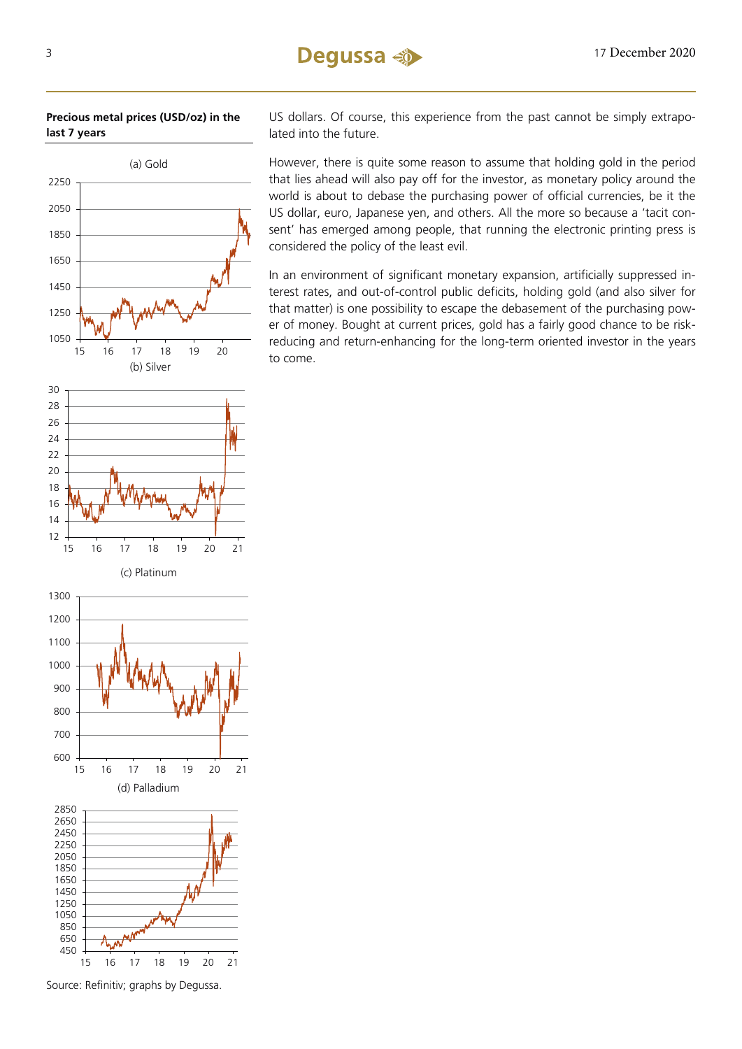**Precious metal prices (USD/oz) in the last 7 years**

(a) Gold

(b) Silver

(c) Platinum

(d) Palladium

Source: Refinitiv; graphs by Degussa.

US dollars. Of course, this experience from the past cannot be simply extrapolated into the future.

However, there is quite some reason to assume that holding gold in the period that lies ahead will also pay off for the investor, as monetary policy around the world is about to debase the purchasing power of official currencies, be it the US dollar, euro, Japanese yen, and others. All the more so because a 'tacit consent' has emerged among people, that running the electronic printing press is considered the policy of the least evil.

In an environment of significant monetary expansion, artificially suppressed interest rates, and out-of-control public deficits, holding gold (and also silver for that matter) is one possibility to escape the debasement of the purchasing power of money. Bought at current prices, gold has a fairly good chance to be risk-reducing and return-enhancing for the long-term oriented investor in the years to come.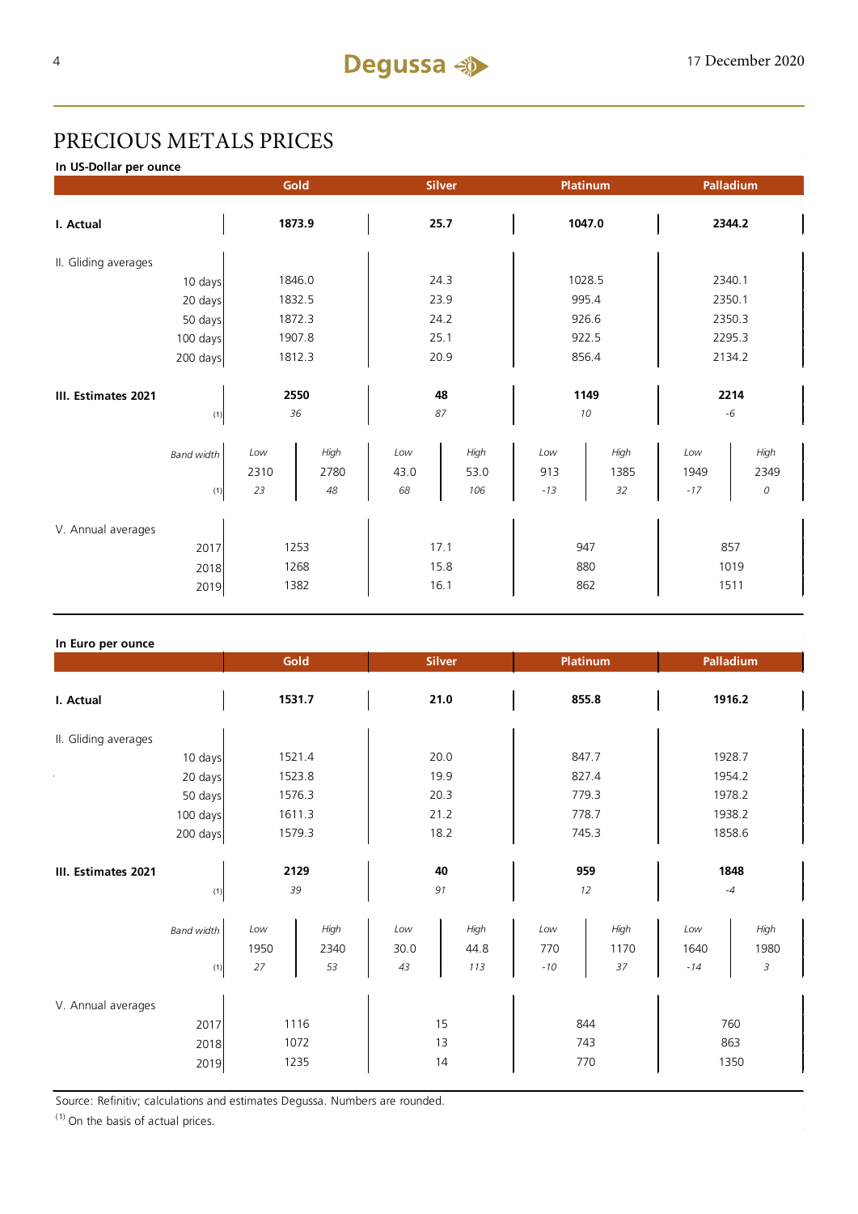# PRECIOUS METALS PRICES

**In US-Dollar per ounce**

| | Gold | | Silver | | Platinum | | Palladium | |
|---|---|---|---|---|---|---|---|---|
| **I. Actual** | **1873.9** | | **25.7** | | **1047.0** | | **2344.2** | |
| II. Gliding averages | | | | | | | | |
| 10 days | 1846.0 | | 24.3 | | 1028.5 | | 2340.1 | |
| 20 days | 1832.5 | | 23.9 | | 995.4 | | 2350.1 | |
| 50 days | 1872.3 | | 24.2 | | 926.6 | | 2350.3 | |
| 100 days | 1907.8 | | 25.1 | | 922.5 | | 2295.3 | |
| 200 days | 1812.3 | | 20.9 | | 856.4 | | 2134.2 | |
| **III. Estimates 2021** | **2550** | | **48** | | **1149** | | **2214** | |
| (1) | *36* | | *87* | | *10* | | *-6* | |
| *Band width* | *Low* | *High* | *Low* | *High* | *Low* | *High* | *Low* | *High* |
| | 2310 | 2780 | 43.0 | 53.0 | 913 | 1385 | 1949 | 2349 |
| (1) | *23* | *48* | *68* | *106* | *-13* | *32* | *-17* | *0* |
| V. Annual averages | | | | | | | | |
| 2017 | 1253 | | 17.1 | | 947 | | 857 | |
| 2018 | 1268 | | 15.8 | | 880 | | 1019 | |
| 2019 | 1382 | | 16.1 | | 862 | | 1511 | |

**In Euro per ounce**

| | Gold | | Silver | | Platinum | | Palladium | |
|---|---|---|---|---|---|---|---|---|
| **I. Actual** | **1531.7** | | **21.0** | | **855.8** | | **1916.2** | |
| II. Gliding averages | | | | | | | | |
| 10 days | 1521.4 | | 20.0 | | 847.7 | | 1928.7 | |
| 20 days | 1523.8 | | 19.9 | | 827.4 | | 1954.2 | |
| 50 days | 1576.3 | | 20.3 | | 779.3 | | 1978.2 | |
| 100 days | 1611.3 | | 21.2 | | 778.7 | | 1938.2 | |
| 200 days | 1579.3 | | 18.2 | | 745.3 | | 1858.6 | |
| **III. Estimates 2021** | **2129** | | **40** | | **959** | | **1848** | |
| (1) | *39* | | *91* | | *12* | | *-4* | |
| *Band width* | *Low* | *High* | *Low* | *High* | *Low* | *High* | *Low* | *High* |
| | 1950 | 2340 | 30.0 | 44.8 | 770 | 1170 | 1640 | 1980 |
| (1) | *27* | *53* | *43* | *113* | *-10* | *37* | *-14* | *3* |
| V. Annual averages | | | | | | | | |
| 2017 | 1116 | | 15 | | 844 | | 760 | |
| 2018 | 1072 | | 13 | | 743 | | 863 | |
| 2019 | 1235 | | 14 | | 770 | | 1350 | |

Source: Refinitiv; calculations and estimates Degussa. Numbers are rounded.

(1) On the basis of actual prices.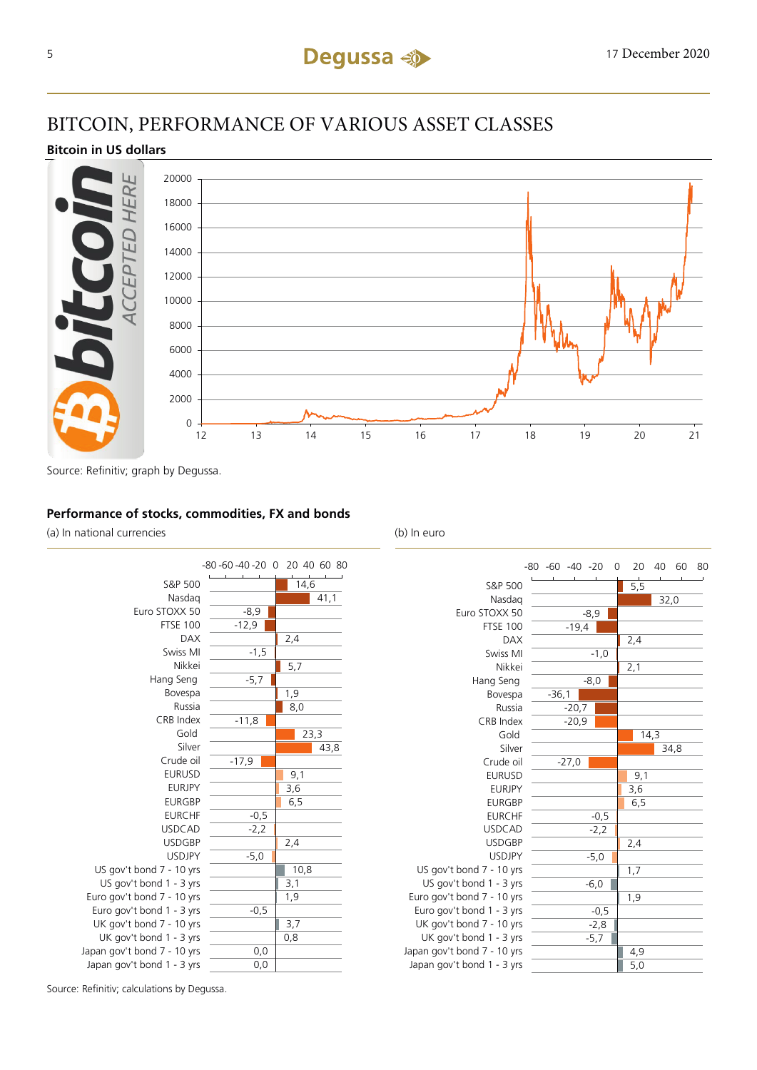# BITCOIN, PERFORMANCE OF VARIOUS ASSET CLASSES

**Bitcoin in US dollars**

Source: Refinitiv; graph by Degussa.

**Performance of stocks, commodities, FX and bonds**

| | (a) In national currencies | (b) In euro |
|---|---|---|
| S&P 500 | 14,6 | 5,5 |
| Nasdaq | 41,1 | 32,0 |
| Euro STOXX 50 | -8,9 | -8,9 |
| FTSE 100 | -12,9 | -19,4 |
| DAX | 2,4 | 2,4 |
| Swiss MI | -1,5 | -1,0 |
| Nikkei | 5,7 | 2,1 |
| Hang Seng | -5,7 | -8,0 |
| Bovespa | 1,9 | -36,1 |
| Russia | 8,0 | -20,7 |
| CRB Index | -11,8 | -20,9 |
| Gold | 23,3 | 14,3 |
| Silver | 43,8 | 34,8 |
| Crude oil | -17,9 | -27,0 |
| EURUSD | 9,1 | 9,1 |
| EURJPY | 3,6 | 3,6 |
| EURGBP | 6,5 | 6,5 |
| EURCHF | -0,5 | -0,5 |
| USDCAD | -2,2 | -2,2 |
| USDGBP | 2,4 | 2,4 |
| USDJPY | -5,0 | -5,0 |
| US gov't bond 7 - 10 yrs | 10,8 | 1,7 |
| US gov't bond 1 - 3 yrs | 3,1 | -6,0 |
| Euro gov't bond 7 - 10 yrs | 1,9 | 1,9 |
| Euro gov't bond 1 - 3 yrs | -0,5 | -0,5 |
| UK gov't bond 7 - 10 yrs | 3,7 | -2,8 |
| UK gov't bond 1 - 3 yrs | 0,8 | -5,7 |
| Japan gov't bond 7 - 10 yrs | 0,0 | 4,9 |
| Japan gov't bond 1 - 3 yrs | 0,0 | 5,0 |

Source: Refinitiv; calculations by Degussa.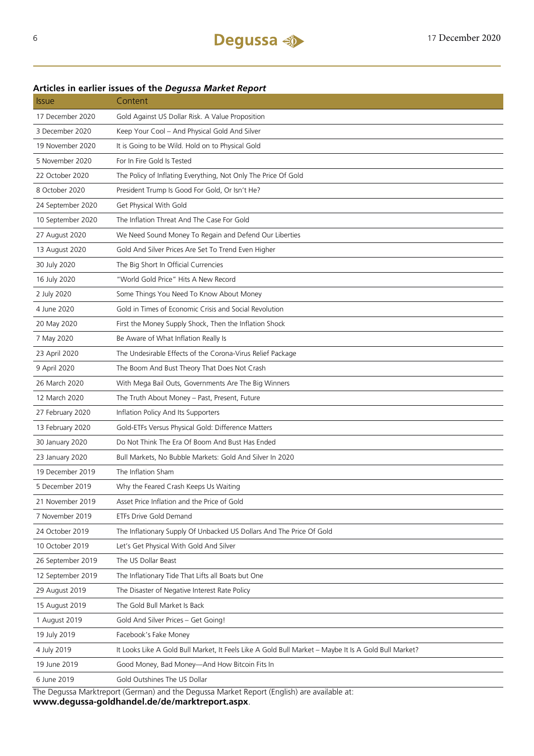## Articles in earlier issues of the *Degussa Market Report*

| Issue | Content |
|---|---|
| 17 December 2020 | Gold Against US Dollar Risk. A Value Proposition |
| 3 December 2020 | Keep Your Cool – And Physical Gold And Silver |
| 19 November 2020 | It is Going to be Wild. Hold on to Physical Gold |
| 5 November 2020 | For In Fire Gold Is Tested |
| 22 October 2020 | The Policy of Inflating Everything, Not Only The Price Of Gold |
| 8 October 2020 | President Trump Is Good For Gold, Or Isn't He? |
| 24 September 2020 | Get Physical With Gold |
| 10 September 2020 | The Inflation Threat And The Case For Gold |
| 27 August 2020 | We Need Sound Money To Regain and Defend Our Liberties |
| 13 August 2020 | Gold And Silver Prices Are Set To Trend Even Higher |
| 30 July 2020 | The Big Short In Official Currencies |
| 16 July 2020 | "World Gold Price" Hits A New Record |
| 2 July 2020 | Some Things You Need To Know About Money |
| 4 June 2020 | Gold in Times of Economic Crisis and Social Revolution |
| 20 May 2020 | First the Money Supply Shock, Then the Inflation Shock |
| 7 May 2020 | Be Aware of What Inflation Really Is |
| 23 April 2020 | The Undesirable Effects of the Corona-Virus Relief Package |
| 9 April 2020 | The Boom And Bust Theory That Does Not Crash |
| 26 March 2020 | With Mega Bail Outs, Governments Are The Big Winners |
| 12 March 2020 | The Truth About Money – Past, Present, Future |
| 27 February 2020 | Inflation Policy And Its Supporters |
| 13 February 2020 | Gold-ETFs Versus Physical Gold: Difference Matters |
| 30 January 2020 | Do Not Think The Era Of Boom And Bust Has Ended |
| 23 January 2020 | Bull Markets, No Bubble Markets: Gold And Silver In 2020 |
| 19 December 2019 | The Inflation Sham |
| 5 December 2019 | Why the Feared Crash Keeps Us Waiting |
| 21 November 2019 | Asset Price Inflation and the Price of Gold |
| 7 November 2019 | ETFs Drive Gold Demand |
| 24 October 2019 | The Inflationary Supply Of Unbacked US Dollars And The Price Of Gold |
| 10 October 2019 | Let's Get Physical With Gold And Silver |
| 26 September 2019 | The US Dollar Beast |
| 12 September 2019 | The Inflationary Tide That Lifts all Boats but One |
| 29 August 2019 | The Disaster of Negative Interest Rate Policy |
| 15 August 2019 | The Gold Bull Market Is Back |
| 1 August 2019 | Gold And Silver Prices – Get Going! |
| 19 July 2019 | Facebook's Fake Money |
| 4 July 2019 | It Looks Like A Gold Bull Market, It Feels Like A Gold Bull Market – Maybe It Is A Gold Bull Market? |
| 19 June 2019 | Good Money, Bad Money—And How Bitcoin Fits In |
| 6 June 2019 | Gold Outshines The US Dollar |

The Degussa Marktreport (German) and the Degussa Market Report (English) are available at:
**www.degussa-goldhandel.de/de/marktreport.aspx**.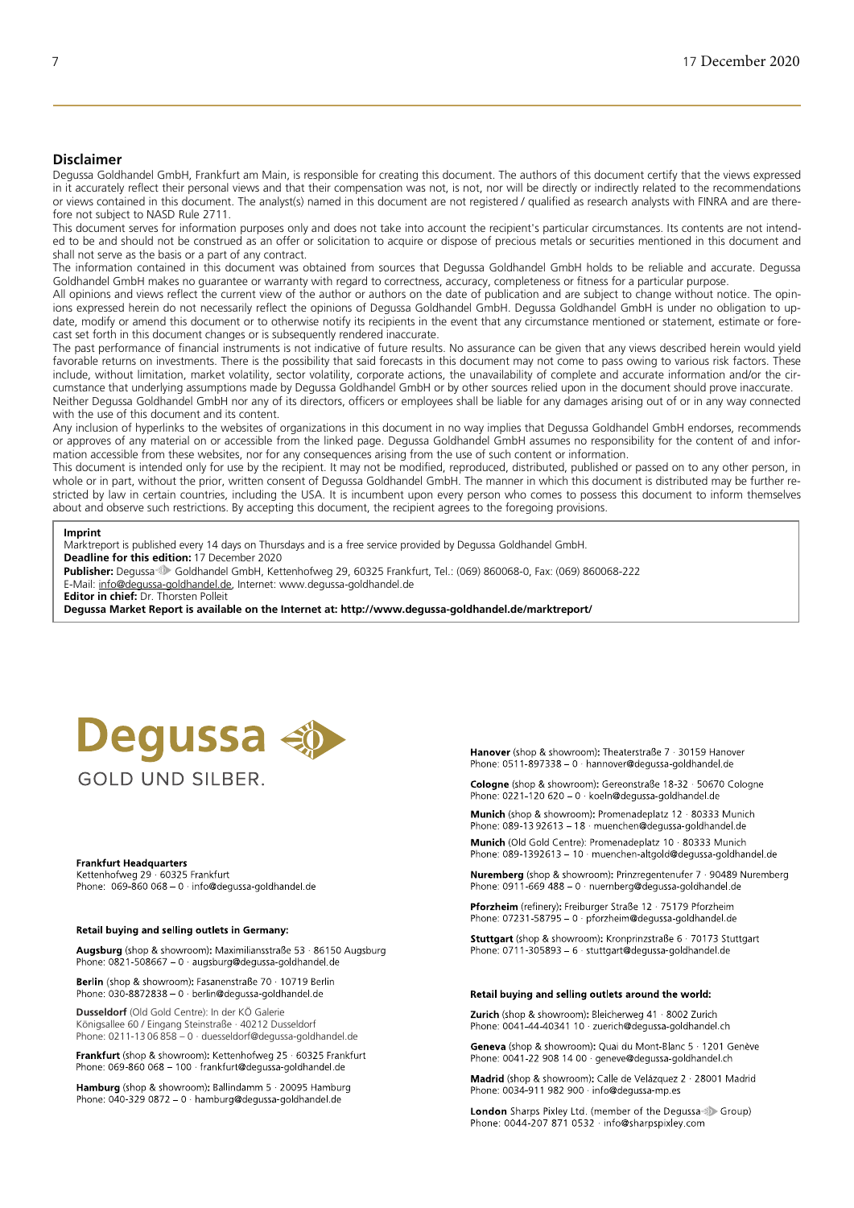## Disclaimer

Degussa Goldhandel GmbH, Frankfurt am Main, is responsible for creating this document. The authors of this document certify that the views expressed in it accurately reflect their personal views and that their compensation was not, is not, nor will be directly or indirectly related to the recommendations or views contained in this document. The analyst(s) named in this document are not registered / qualified as research analysts with FINRA and are therefore not subject to NASD Rule 2711.

This document serves for information purposes only and does not take into account the recipient's particular circumstances. Its contents are not intended to be and should not be construed as an offer or solicitation to acquire or dispose of precious metals or securities mentioned in this document and shall not serve as the basis or a part of any contract.

The information contained in this document was obtained from sources that Degussa Goldhandel GmbH holds to be reliable and accurate. Degussa Goldhandel GmbH makes no guarantee or warranty with regard to correctness, accuracy, completeness or fitness for a particular purpose.

All opinions and views reflect the current view of the author or authors on the date of publication and are subject to change without notice. The opinions expressed herein do not necessarily reflect the opinions of Degussa Goldhandel GmbH. Degussa Goldhandel GmbH is under no obligation to update, modify or amend this document or to otherwise notify its recipients in the event that any circumstance mentioned or statement, estimate or forecast set forth in this document changes or is subsequently rendered inaccurate.

The past performance of financial instruments is not indicative of future results. No assurance can be given that any views described herein would yield favorable returns on investments. There is the possibility that said forecasts in this document may not come to pass owing to various risk factors. These include, without limitation, market volatility, sector volatility, corporate actions, the unavailability of complete and accurate information and/or the circumstance that underlying assumptions made by Degussa Goldhandel GmbH or by other sources relied upon in the document should prove inaccurate.

Neither Degussa Goldhandel GmbH nor any of its directors, officers or employees shall be liable for any damages arising out of or in any way connected with the use of this document and its content.

Any inclusion of hyperlinks to the websites of organizations in this document in no way implies that Degussa Goldhandel GmbH endorses, recommends or approves of any material on or accessible from the linked page. Degussa Goldhandel GmbH assumes no responsibility for the content of and information accessible from these websites, nor for any consequences arising from the use of such content or information.

This document is intended only for use by the recipient. It may not be modified, reproduced, distributed, published or passed on to any other person, in whole or in part, without the prior, written consent of Degussa Goldhandel GmbH. The manner in which this document is distributed may be further restricted by law in certain countries, including the USA. It is incumbent upon every person who comes to possess this document to inform themselves about and observe such restrictions. By accepting this document, the recipient agrees to the foregoing provisions.

**Imprint**

Marktreport is published every 14 days on Thursdays and is a free service provided by Degussa Goldhandel GmbH.

**Deadline for this edition:** 17 December 2020

**Publisher:** Degussa Goldhandel GmbH, Kettenhofweg 29, 60325 Frankfurt, Tel.: (069) 860068-0, Fax: (069) 860068-222

E-Mail: info@degussa-goldhandel.de, Internet: www.degussa-goldhandel.de

**Editor in chief:** Dr. Thorsten Polleit

**Degussa Market Report is available on the Internet at: http://www.degussa-goldhandel.de/marktreport/**

Degussa
GOLD UND SILBER.

**Frankfurt Headquarters**
Kettenhofweg 29 · 60325 Frankfurt
Phone: 069-860 068 – 0 · info@degussa-goldhandel.de

**Retail buying and selling outlets in Germany:**

**Augsburg** (shop & showroom): Maximiliansstraße 53 · 86150 Augsburg
Phone: 0821-508667 – 0 · augsburg@degussa-goldhandel.de

**Berlin** (shop & showroom): Fasanenstraße 70 · 10719 Berlin
Phone: 030-8872838 – 0 · berlin@degussa-goldhandel.de

**Dusseldorf** (Old Gold Centre): In der KÖ Galerie
Königsallee 60 / Eingang Steinstraße · 40212 Dusseldorf
Phone: 0211-13 06 858 – 0 · duesseldorf@degussa-goldhandel.de

**Frankfurt** (shop & showroom): Kettenhofweg 25 · 60325 Frankfurt
Phone: 069-860 068 – 100 · frankfurt@degussa-goldhandel.de

**Hamburg** (shop & showroom): Ballindamm 5 · 20095 Hamburg
Phone: 040-329 0872 – 0 · hamburg@degussa-goldhandel.de

**Hanover** (shop & showroom): Theaterstraße 7 · 30159 Hanover
Phone: 0511-897338 – 0 · hannover@degussa-goldhandel.de

**Cologne** (shop & showroom): Gereonstraße 18-32 · 50670 Cologne
Phone: 0221-120 620 – 0 · koeln@degussa-goldhandel.de

**Munich** (shop & showroom): Promenadeplatz 12 · 80333 Munich
Phone: 089-13 92613 – 18 · muenchen@degussa-goldhandel.de

**Munich** (Old Gold Centre): Promenadeplatz 10 · 80333 Munich
Phone: 089-1392613 – 10 · muenchen-altgold@degussa-goldhandel.de

**Nuremberg** (shop & showroom): Prinzregentenufer 7 · 90489 Nuremberg
Phone: 0911-669 488 – 0 · nuernberg@degussa-goldhandel.de

**Pforzheim** (refinery): Freiburger Straße 12 · 75179 Pforzheim
Phone: 07231-58795 – 0 · pforzheim@degussa-goldhandel.de

**Stuttgart** (shop & showroom): Kronprinzstraße 6 · 70173 Stuttgart
Phone: 0711-305893 – 6 · stuttgart@degussa-goldhandel.de

**Retail buying and selling outlets around the world:**

**Zurich** (shop & showroom): Bleicherweg 41 · 8002 Zurich
Phone: 0041-44-40341 10 · zuerich@degussa-goldhandel.ch

**Geneva** (shop & showroom): Quai du Mont-Blanc 5 · 1201 Genève
Phone: 0041-22 908 14 00 · geneve@degussa-goldhandel.ch

**Madrid** (shop & showroom): Calle de Velázquez 2 · 28001 Madrid
Phone: 0034-911 982 900 · info@degussa-mp.es

**London** Sharps Pixley Ltd. (member of the Degussa Group)
Phone: 0044-207 871 0532 · info@sharpspixley.com